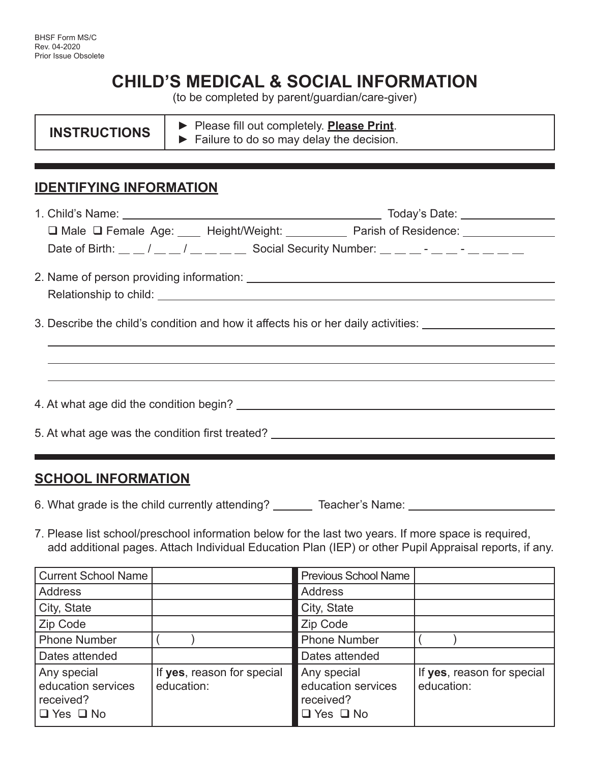BHSF Form MS/C
Rev. 04-2020
Prior Issue Obsolete

# CHILD'S MEDICAL & SOCIAL INFORMATION

(to be completed by parent/guardian/care-giver)

| **INSTRUCTIONS** | ► Please fill out completely. **Please Print**. ► Failure to do so may delay the decision. |
|---|---|

## IDENTIFYING INFORMATION

1. Child's Name: ______________________________ Today's Date: ____________

   ❑ Male ❑ Female Age: ____ Height/Weight: __________ Parish of Residence: ____________

   Date of Birth: __ __ / __ __ / __ __ __ __ Social Security Number: __ __ __ - __ __ - __ __ __ __

2. Name of person providing information: ______________________________

   Relationship to child: ______________________________

3. Describe the child's condition and how it affects his or her daily activities: ____________

   ______________________________________________________________

   ______________________________________________________________

   ______________________________________________________________

4. At what age did the condition begin? ______________________________

5. At what age was the condition first treated? ______________________________

## SCHOOL INFORMATION

6. What grade is the child currently attending? ______ Teacher's Name: ____________________

7. Please list school/preschool information below for the last two years. If more space is required, add additional pages. Attach Individual Education Plan (IEP) or other Pupil Appraisal reports, if any.

| Current School Name | | Previous School Name | |
|---|---|---|---|
| Address | | Address | |
| City, State | | City, State | |
| Zip Code | | Zip Code | |
| Phone Number | ( ) | Phone Number | ( ) |
| Dates attended | | Dates attended | |
| Any special education services received? ❑ Yes ❑ No | If **yes**, reason for special education: | Any special education services received? ❑ Yes ❑ No | If **yes**, reason for special education: |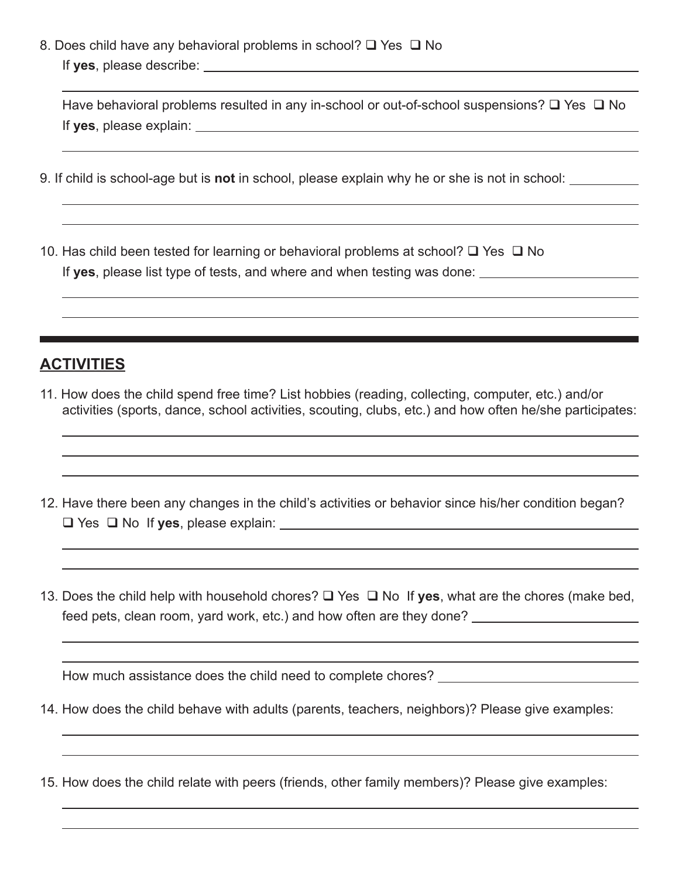8. Does child have any behavioral problems in school? ❑ Yes ❑ No

   If **yes**, please describe: ____________________________________________

   ____________________________________________

   Have behavioral problems resulted in any in-school or out-of-school suspensions? ❑ Yes ❑ No

   If **yes**, please explain: ____________________________________________

   ____________________________________________

9. If child is school-age but is **not** in school, please explain why he or she is not in school: __________

   ____________________________________________

   ____________________________________________

10. Has child been tested for learning or behavioral problems at school? ❑ Yes ❑ No

    If **yes**, please list type of tests, and where and when testing was done: ______________________

    ____________________________________________

    ____________________________________________

## ACTIVITIES

11. How does the child spend free time? List hobbies (reading, collecting, computer, etc.) and/or activities (sports, dance, school activities, scouting, clubs, etc.) and how often he/she participates:

    ____________________________________________

    ____________________________________________

    ____________________________________________

12. Have there been any changes in the child's activities or behavior since his/her condition began?

    ❑ Yes ❑ No If **yes**, please explain: ____________________________________________

    ____________________________________________

    ____________________________________________

13. Does the child help with household chores? ❑ Yes ❑ No If **yes**, what are the chores (make bed, feed pets, clean room, yard work, etc.) and how often are they done? ______________________

    ____________________________________________

    ____________________________________________

    How much assistance does the child need to complete chores? ______________________

14. How does the child behave with adults (parents, teachers, neighbors)? Please give examples:

    ____________________________________________

    ____________________________________________

15. How does the child relate with peers (friends, other family members)? Please give examples:

    ____________________________________________

    ____________________________________________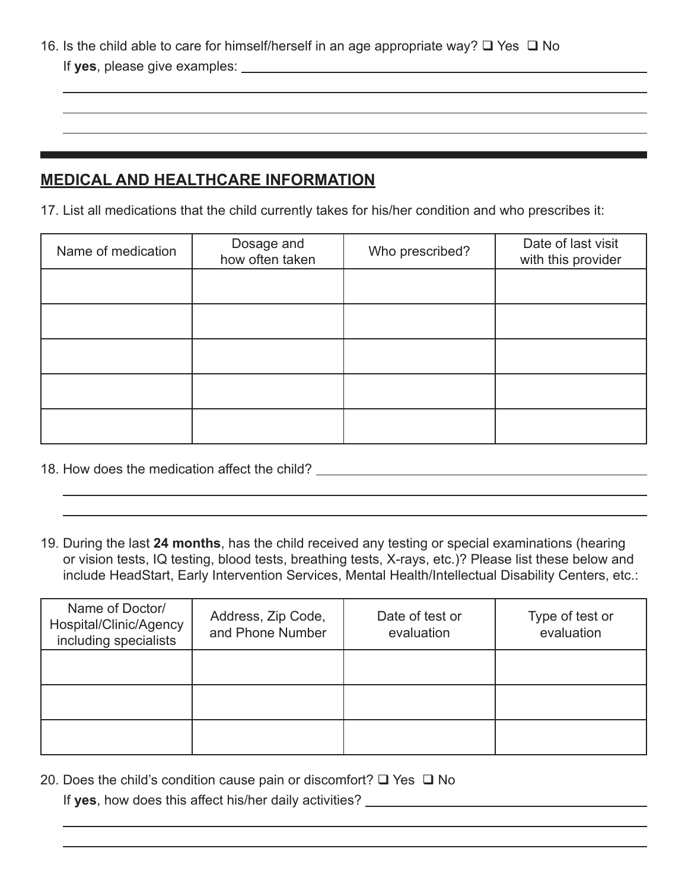16. Is the child able to care for himself/herself in an age appropriate way? ❑ Yes ❑ No

    If **yes**, please give examples: \_\_\_\_\_\_\_\_\_\_\_\_\_\_\_\_\_\_\_\_\_\_\_\_\_\_\_\_\_\_\_\_\_\_\_\_\_\_\_\_

## MEDICAL AND HEALTHCARE INFORMATION

17. List all medications that the child currently takes for his/her condition and who prescribes it:

| Name of medication | Dosage and how often taken | Who prescribed? | Date of last visit with this provider |
| --- | --- | --- | --- |
| | | | |
| | | | |
| | | | |
| | | | |
| | | | |

18. How does the medication affect the child? \_\_\_\_\_\_\_\_\_\_\_\_\_\_\_\_\_\_\_\_\_\_\_\_\_\_\_\_\_\_\_\_\_\_\_\_\_\_\_\_

19. During the last **24 months**, has the child received any testing or special examinations (hearing or vision tests, IQ testing, blood tests, breathing tests, X-rays, etc.)? Please list these below and include HeadStart, Early Intervention Services, Mental Health/Intellectual Disability Centers, etc.:

| Name of Doctor/ Hospital/Clinic/Agency including specialists | Address, Zip Code, and Phone Number | Date of test or evaluation | Type of test or evaluation |
| --- | --- | --- | --- |
| | | | |
| | | | |
| | | | |

20. Does the child's condition cause pain or discomfort? ❑ Yes ❑ No

    If **yes**, how does this affect his/her daily activities? \_\_\_\_\_\_\_\_\_\_\_\_\_\_\_\_\_\_\_\_\_\_\_\_\_\_\_\_\_\_\_\_\_\_\_\_\_\_\_\_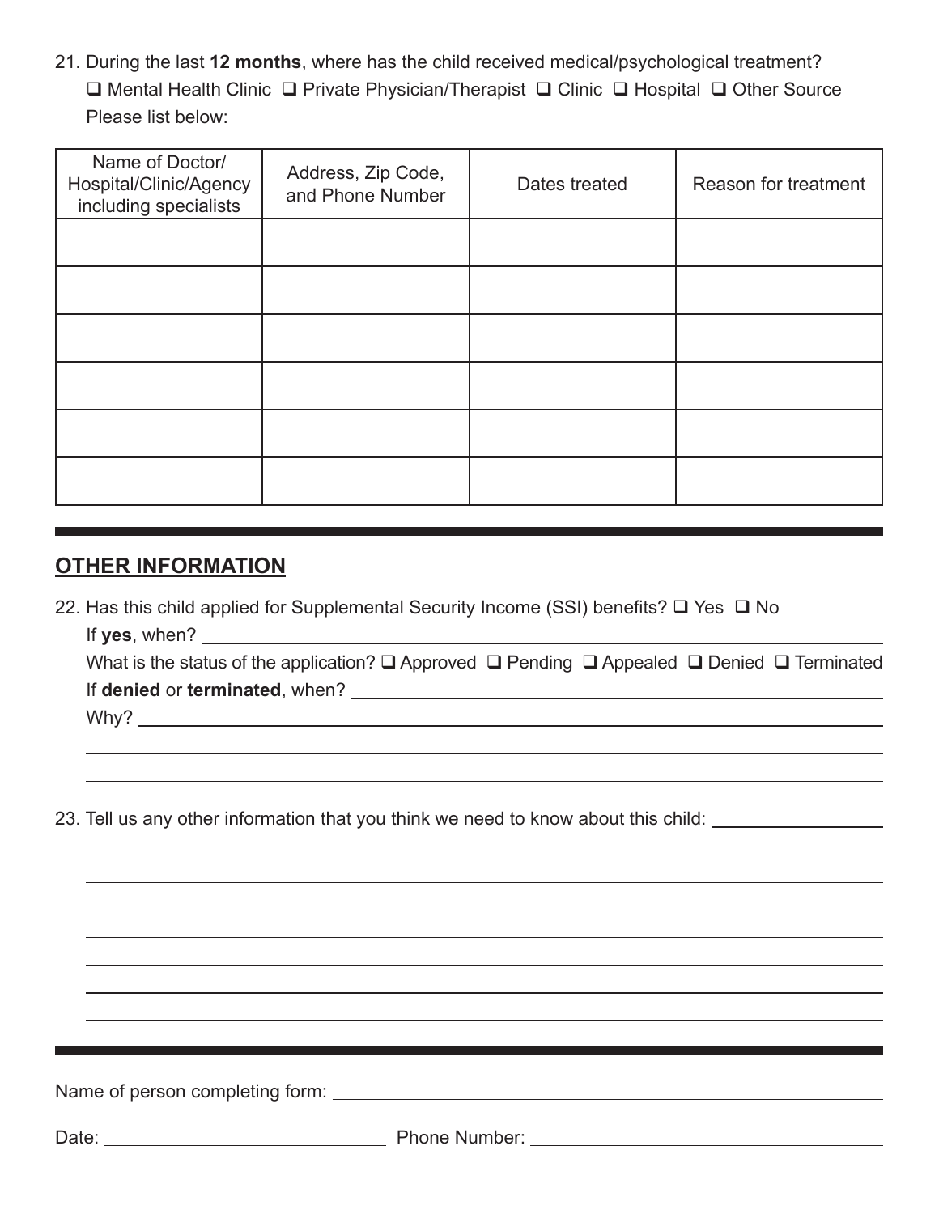21. During the last **12 months**, where has the child received medical/psychological treatment?
❑ Mental Health Clinic ❑ Private Physician/Therapist ❑ Clinic ❑ Hospital ❑ Other Source
Please list below:

| Name of Doctor/ Hospital/Clinic/Agency including specialists | Address, Zip Code, and Phone Number | Dates treated | Reason for treatment |
|---|---|---|---|
| | | | |
| | | | |
| | | | |
| | | | |
| | | | |
| | | | |

## OTHER INFORMATION

22. Has this child applied for Supplemental Security Income (SSI) benefits? ❑ Yes ❑ No
If **yes**, when? ______________________________
What is the status of the application? ❑ Approved ❑ Pending ❑ Appealed ❑ Denied ❑ Terminated
If **denied** or **terminated**, when? ______________________________
Why? ______________________________

23. Tell us any other information that you think we need to know about this child: ______________________________

Name of person completing form: ______________________________

Date: ______________________________ Phone Number: ______________________________